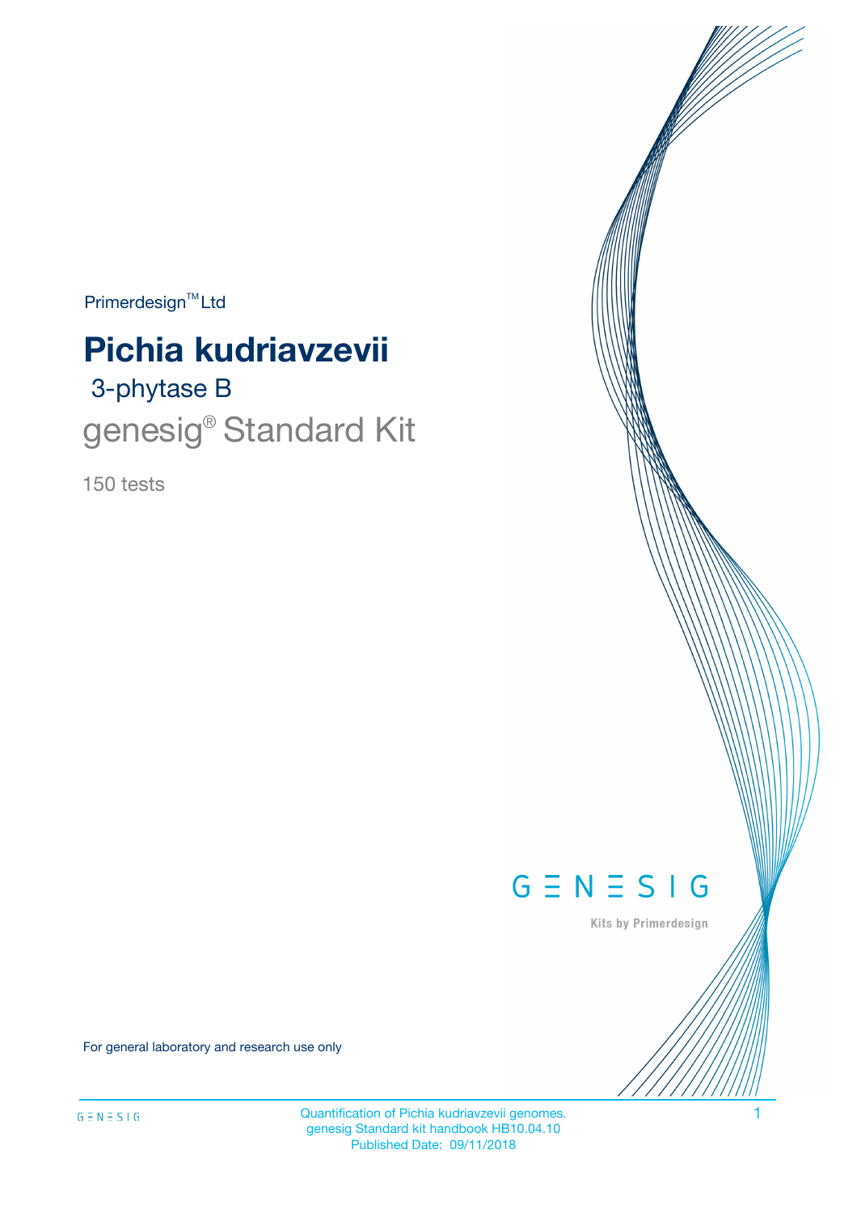Primerdesign™ Ltd

# Pichia kudriavzevii

## 3-phytase B

## genesig® Standard Kit

150 tests

GENESIG

Kits by Primerdesign

For general laboratory and research use only

Quantification of Pichia kudriavzevii genomes.
genesig Standard kit handbook HB10.04.10
Published Date: 09/11/2018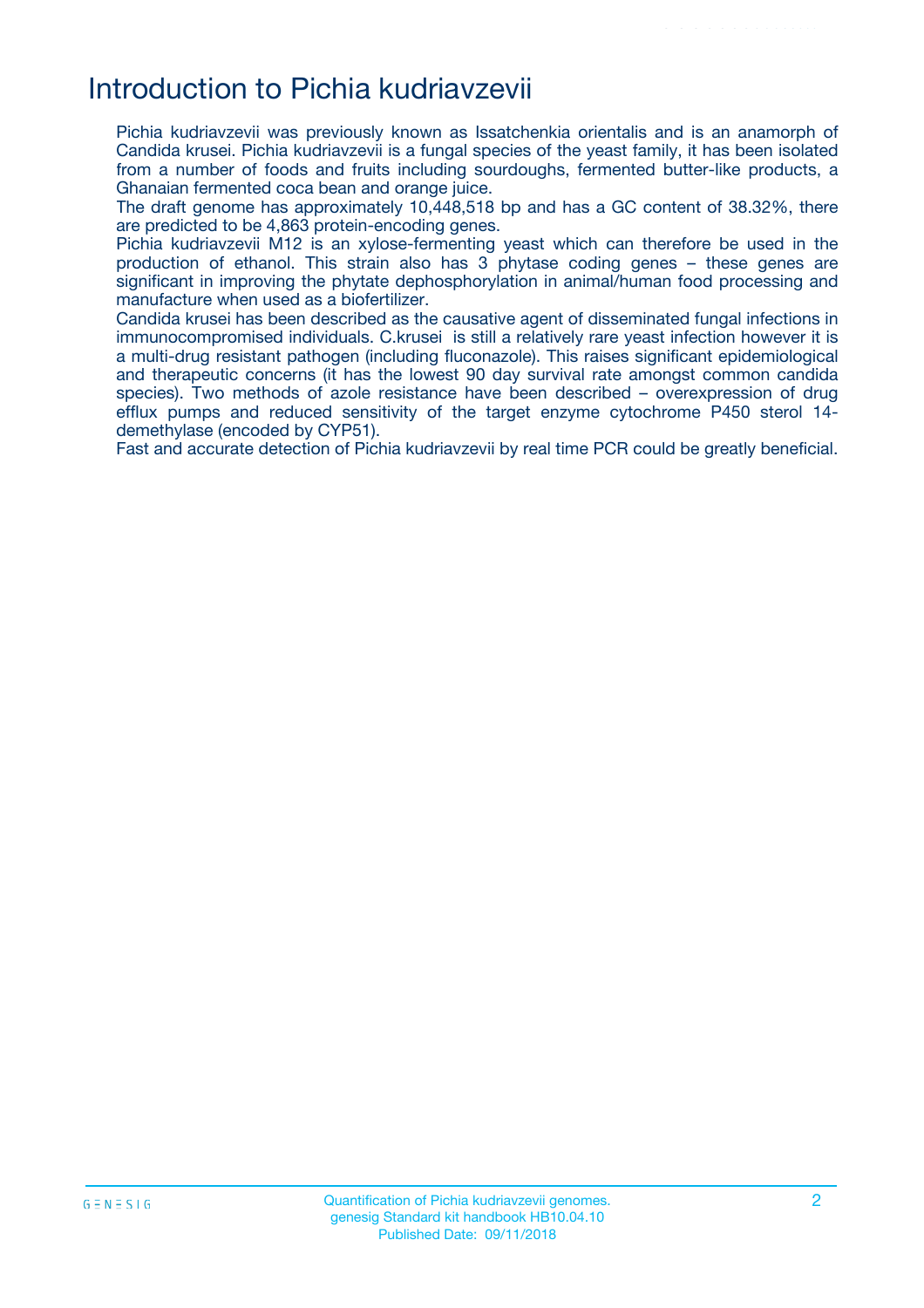# Introduction to Pichia kudriavzevii

Pichia kudriavzevii was previously known as Issatchenkia orientalis and is an anamorph of Candida krusei. Pichia kudriavzevii is a fungal species of the yeast family, it has been isolated from a number of foods and fruits including sourdoughs, fermented butter-like products, a Ghanaian fermented coca bean and orange juice.

The draft genome has approximately 10,448,518 bp and has a GC content of 38.32%, there are predicted to be 4,863 protein-encoding genes.

Pichia kudriavzevii M12 is an xylose-fermenting yeast which can therefore be used in the production of ethanol. This strain also has 3 phytase coding genes – these genes are significant in improving the phytate dephosphorylation in animal/human food processing and manufacture when used as a biofertilizer.

Candida krusei has been described as the causative agent of disseminated fungal infections in immunocompromised individuals. C.krusei is still a relatively rare yeast infection however it is a multi-drug resistant pathogen (including fluconazole). This raises significant epidemiological and therapeutic concerns (it has the lowest 90 day survival rate amongst common candida species). Two methods of azole resistance have been described – overexpression of drug efflux pumps and reduced sensitivity of the target enzyme cytochrome P450 sterol 14-demethylase (encoded by CYP51).

Fast and accurate detection of Pichia kudriavzevii by real time PCR could be greatly beneficial.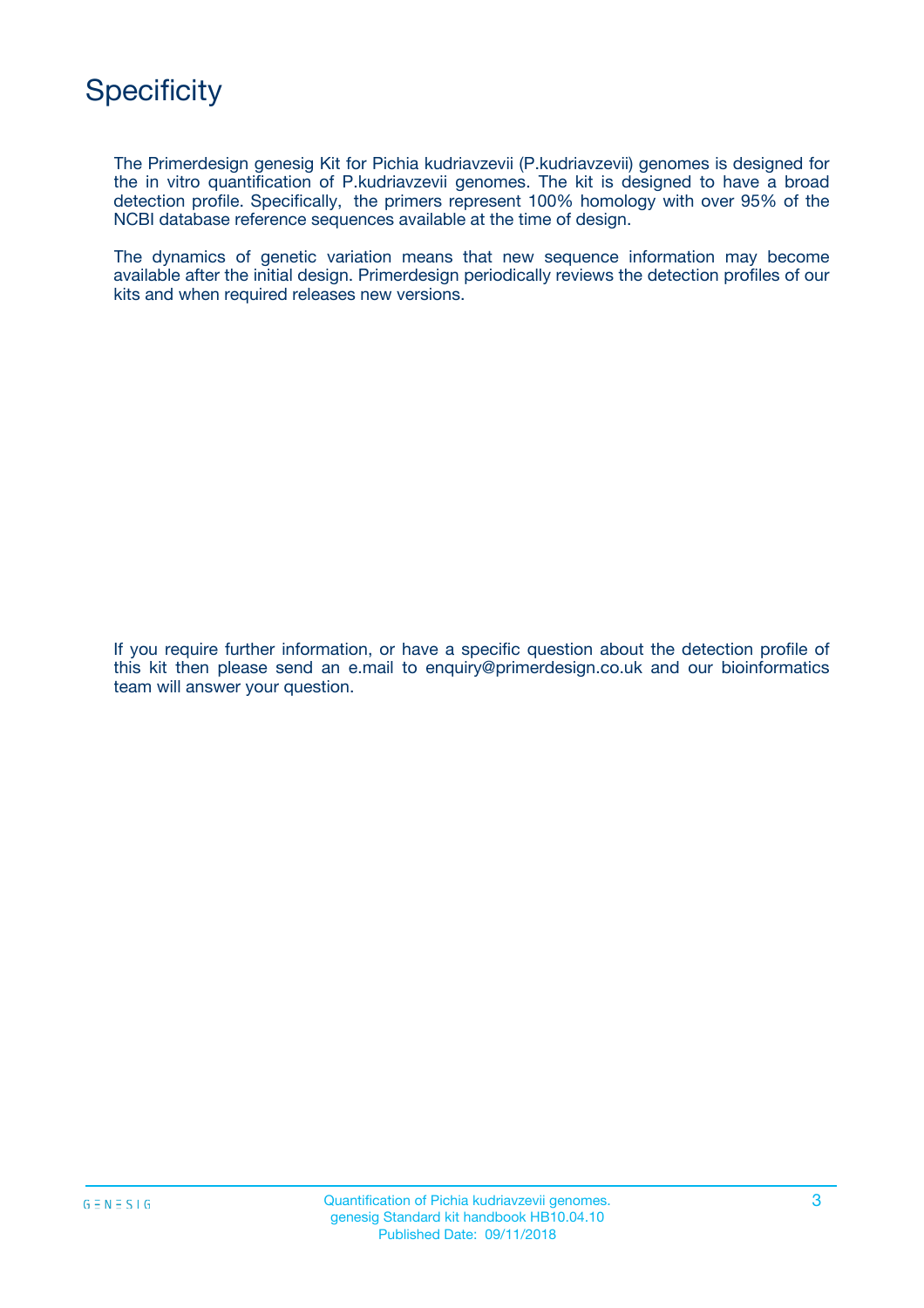# Specificity

The Primerdesign genesig Kit for Pichia kudriavzevii (P.kudriavzevii) genomes is designed for the in vitro quantification of P.kudriavzevii genomes. The kit is designed to have a broad detection profile. Specifically, the primers represent 100% homology with over 95% of the NCBI database reference sequences available at the time of design.

The dynamics of genetic variation means that new sequence information may become available after the initial design. Primerdesign periodically reviews the detection profiles of our kits and when required releases new versions.

If you require further information, or have a specific question about the detection profile of this kit then please send an e.mail to enquiry@primerdesign.co.uk and our bioinformatics team will answer your question.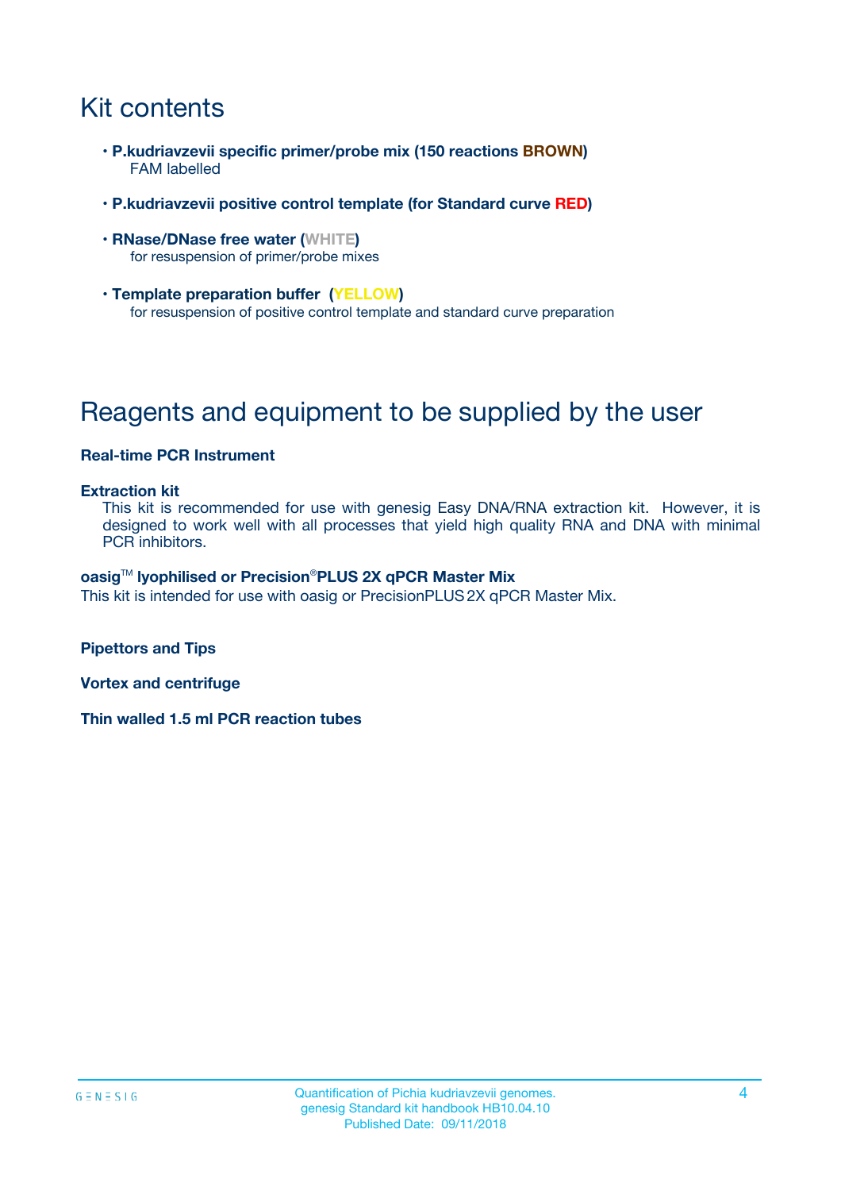# Kit contents

- **P.kudriavzevii specific primer/probe mix (150 reactions BROWN)**
  FAM labelled
- **P.kudriavzevii positive control template (for Standard curve RED)**
- **RNase/DNase free water (WHITE)**
  for resuspension of primer/probe mixes
- **Template preparation buffer (YELLOW)**
  for resuspension of positive control template and standard curve preparation

# Reagents and equipment to be supplied by the user

**Real-time PCR Instrument**

**Extraction kit**

This kit is recommended for use with genesig Easy DNA/RNA extraction kit. However, it is designed to work well with all processes that yield high quality RNA and DNA with minimal PCR inhibitors.

**oasig™ lyophilised or Precision®PLUS 2X qPCR Master Mix**

This kit is intended for use with oasig or PrecisionPLUS 2X qPCR Master Mix.

**Pipettors and Tips**

**Vortex and centrifuge**

**Thin walled 1.5 ml PCR reaction tubes**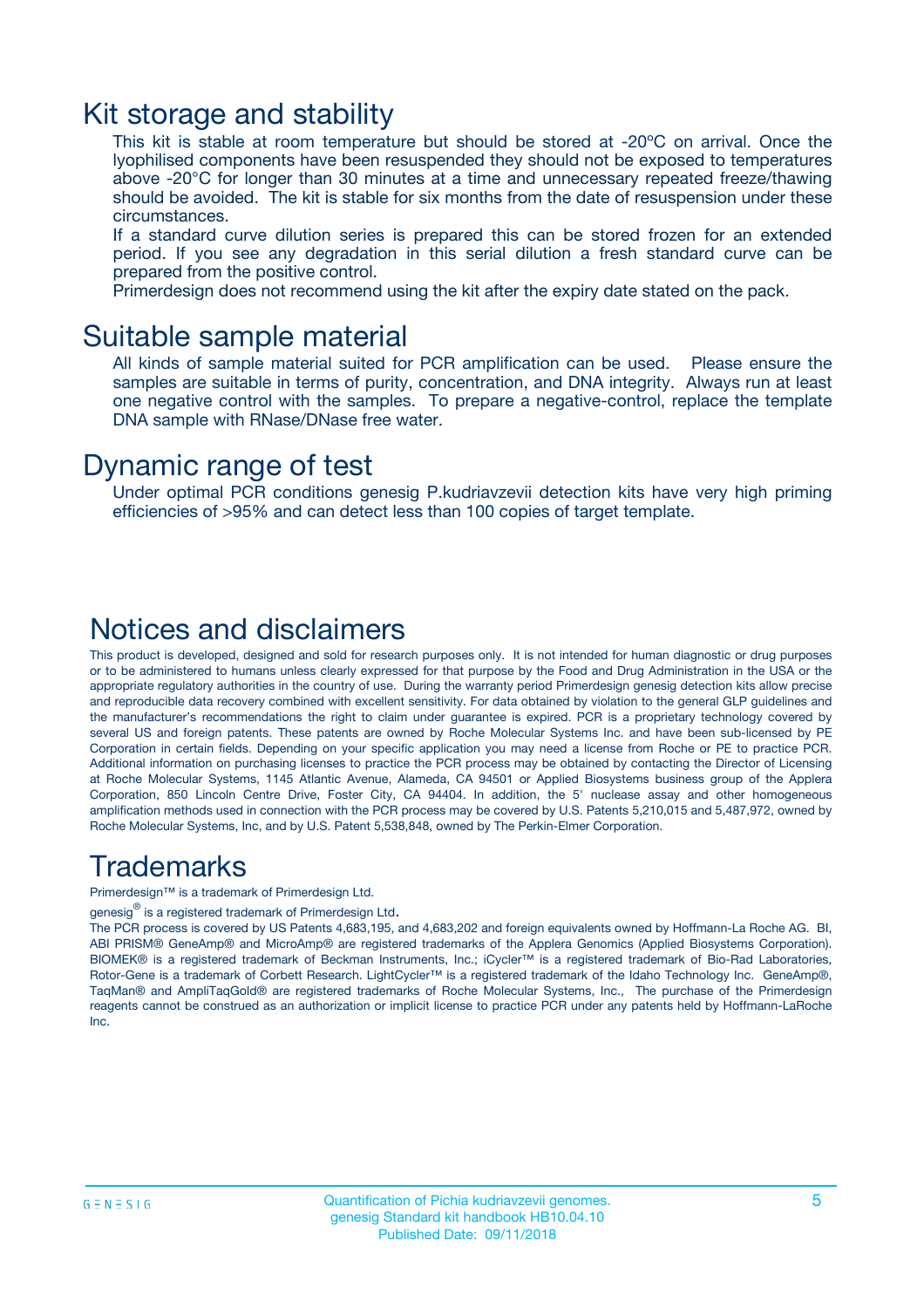# Kit storage and stability

This kit is stable at room temperature but should be stored at -20ºC on arrival. Once the lyophilised components have been resuspended they should not be exposed to temperatures above -20°C for longer than 30 minutes at a time and unnecessary repeated freeze/thawing should be avoided. The kit is stable for six months from the date of resuspension under these circumstances.

If a standard curve dilution series is prepared this can be stored frozen for an extended period. If you see any degradation in this serial dilution a fresh standard curve can be prepared from the positive control.

Primerdesign does not recommend using the kit after the expiry date stated on the pack.

# Suitable sample material

All kinds of sample material suited for PCR amplification can be used. Please ensure the samples are suitable in terms of purity, concentration, and DNA integrity. Always run at least one negative control with the samples. To prepare a negative-control, replace the template DNA sample with RNase/DNase free water.

# Dynamic range of test

Under optimal PCR conditions genesig P.kudriavzevii detection kits have very high priming efficiencies of >95% and can detect less than 100 copies of target template.

# Notices and disclaimers

This product is developed, designed and sold for research purposes only. It is not intended for human diagnostic or drug purposes or to be administered to humans unless clearly expressed for that purpose by the Food and Drug Administration in the USA or the appropriate regulatory authorities in the country of use. During the warranty period Primerdesign genesig detection kits allow precise and reproducible data recovery combined with excellent sensitivity. For data obtained by violation to the general GLP guidelines and the manufacturer's recommendations the right to claim under guarantee is expired. PCR is a proprietary technology covered by several US and foreign patents. These patents are owned by Roche Molecular Systems Inc. and have been sub-licensed by PE Corporation in certain fields. Depending on your specific application you may need a license from Roche or PE to practice PCR. Additional information on purchasing licenses to practice the PCR process may be obtained by contacting the Director of Licensing at Roche Molecular Systems, 1145 Atlantic Avenue, Alameda, CA 94501 or Applied Biosystems business group of the Applera Corporation, 850 Lincoln Centre Drive, Foster City, CA 94404. In addition, the 5' nuclease assay and other homogeneous amplification methods used in connection with the PCR process may be covered by U.S. Patents 5,210,015 and 5,487,972, owned by Roche Molecular Systems, Inc, and by U.S. Patent 5,538,848, owned by The Perkin-Elmer Corporation.

# Trademarks

Primerdesign™ is a trademark of Primerdesign Ltd.

genesig® is a registered trademark of Primerdesign Ltd.

The PCR process is covered by US Patents 4,683,195, and 4,683,202 and foreign equivalents owned by Hoffmann-La Roche AG. BI, ABI PRISM® GeneAmp® and MicroAmp® are registered trademarks of the Applera Genomics (Applied Biosystems Corporation). BIOMEK® is a registered trademark of Beckman Instruments, Inc.; iCycler™ is a registered trademark of Bio-Rad Laboratories, Rotor-Gene is a trademark of Corbett Research. LightCycler™ is a registered trademark of the Idaho Technology Inc. GeneAmp®, TaqMan® and AmpliTaqGold® are registered trademarks of Roche Molecular Systems, Inc., The purchase of the Primerdesign reagents cannot be construed as an authorization or implicit license to practice PCR under any patents held by Hoffmann-LaRoche Inc.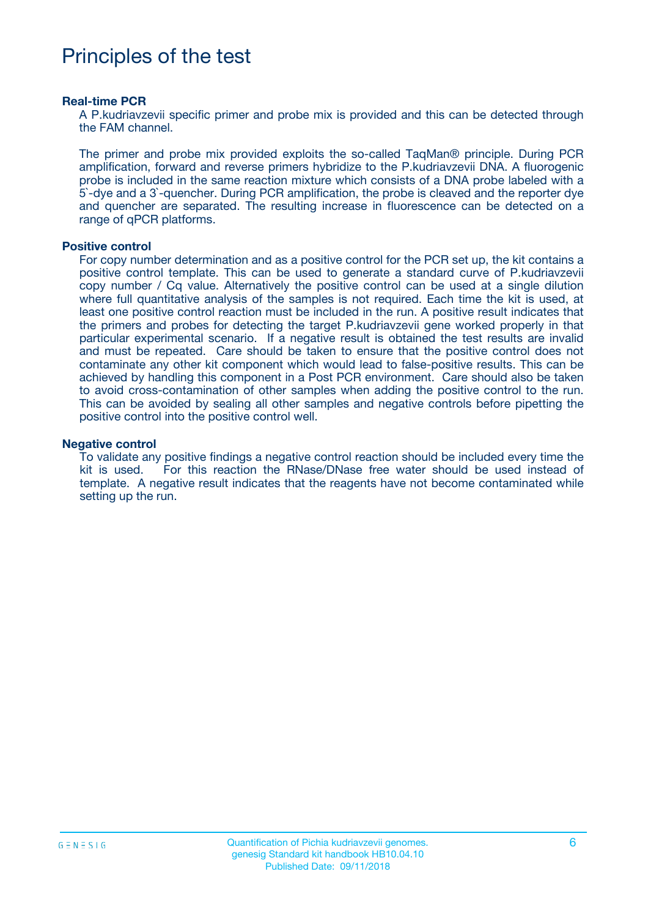# Principles of the test

### Real-time PCR

A P.kudriavzevii specific primer and probe mix is provided and this can be detected through the FAM channel.

The primer and probe mix provided exploits the so-called TaqMan® principle. During PCR amplification, forward and reverse primers hybridize to the P.kudriavzevii DNA. A fluorogenic probe is included in the same reaction mixture which consists of a DNA probe labeled with a 5`-dye and a 3`-quencher. During PCR amplification, the probe is cleaved and the reporter dye and quencher are separated. The resulting increase in fluorescence can be detected on a range of qPCR platforms.

### Positive control

For copy number determination and as a positive control for the PCR set up, the kit contains a positive control template. This can be used to generate a standard curve of P.kudriavzevii copy number / Cq value. Alternatively the positive control can be used at a single dilution where full quantitative analysis of the samples is not required. Each time the kit is used, at least one positive control reaction must be included in the run. A positive result indicates that the primers and probes for detecting the target P.kudriavzevii gene worked properly in that particular experimental scenario. If a negative result is obtained the test results are invalid and must be repeated. Care should be taken to ensure that the positive control does not contaminate any other kit component which would lead to false-positive results. This can be achieved by handling this component in a Post PCR environment. Care should also be taken to avoid cross-contamination of other samples when adding the positive control to the run. This can be avoided by sealing all other samples and negative controls before pipetting the positive control into the positive control well.

### Negative control

To validate any positive findings a negative control reaction should be included every time the kit is used. For this reaction the RNase/DNase free water should be used instead of template. A negative result indicates that the reagents have not become contaminated while setting up the run.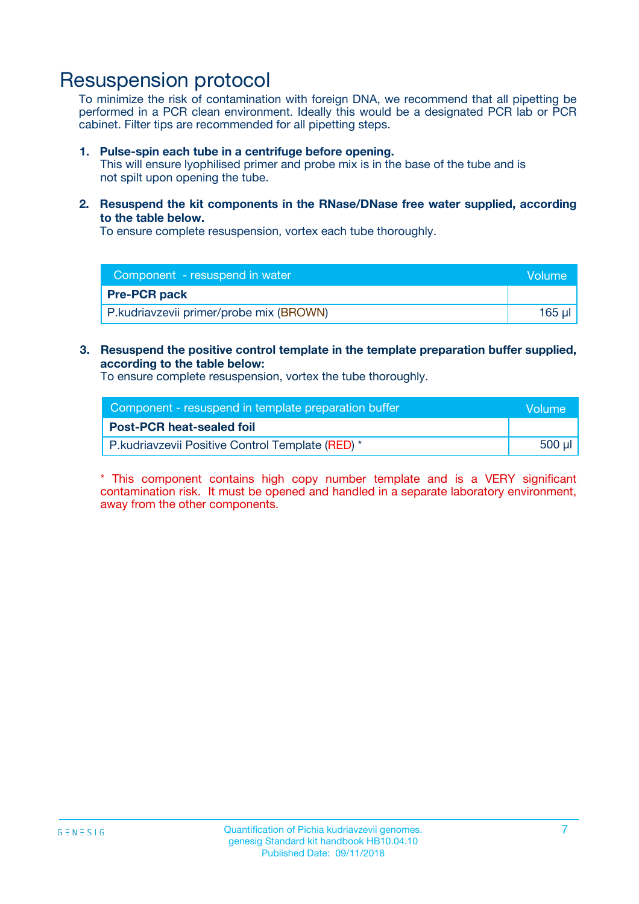# Resuspension protocol

To minimize the risk of contamination with foreign DNA, we recommend that all pipetting be performed in a PCR clean environment. Ideally this would be a designated PCR lab or PCR cabinet. Filter tips are recommended for all pipetting steps.

1. **Pulse-spin each tube in a centrifuge before opening.**
   This will ensure lyophilised primer and probe mix is in the base of the tube and is not spilt upon opening the tube.

2. **Resuspend the kit components in the RNase/DNase free water supplied, according to the table below.**
   To ensure complete resuspension, vortex each tube thoroughly.

| Component - resuspend in water | Volume |
|---|---|
| **Pre-PCR pack** | |
| P.kudriavzevii primer/probe mix (BROWN) | 165 µl |

3. **Resuspend the positive control template in the template preparation buffer supplied, according to the table below:**
   To ensure complete resuspension, vortex the tube thoroughly.

| Component - resuspend in template preparation buffer | Volume |
|---|---|
| **Post-PCR heat-sealed foil** | |
| P.kudriavzevii Positive Control Template (RED) * | 500 µl |

* This component contains high copy number template and is a VERY significant contamination risk. It must be opened and handled in a separate laboratory environment, away from the other components.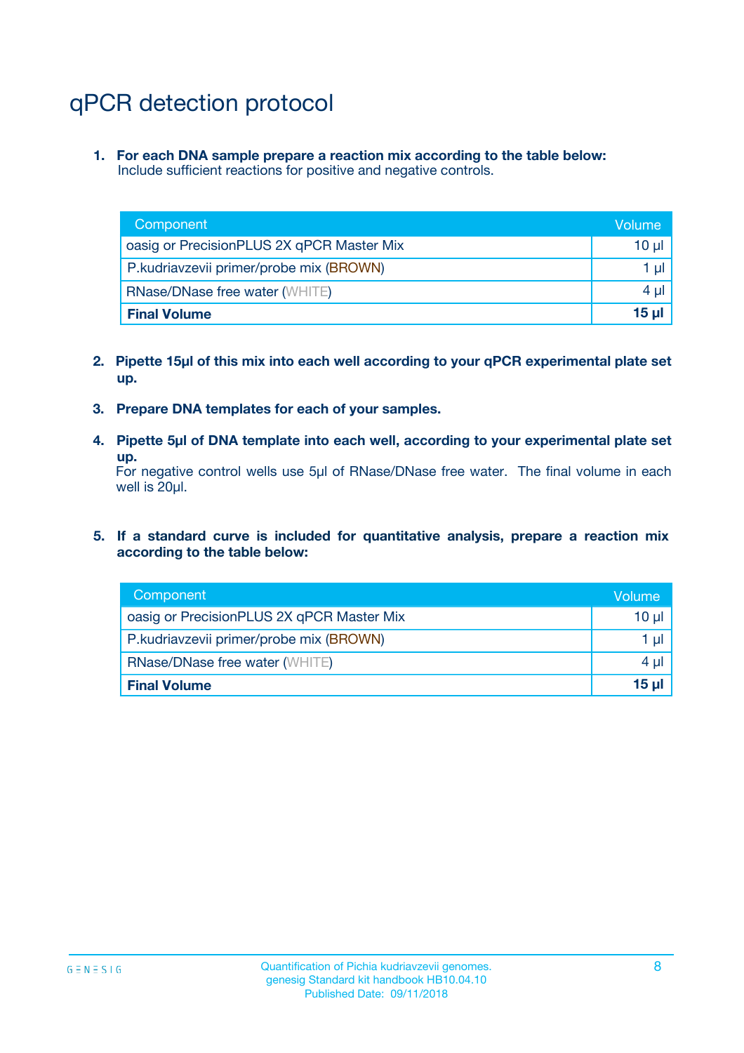# qPCR detection protocol

1. **For each DNA sample prepare a reaction mix according to the table below:**
   Include sufficient reactions for positive and negative controls.

| Component | Volume |
|---|---|
| oasig or PrecisionPLUS 2X qPCR Master Mix | 10 µl |
| P.kudriavzevii primer/probe mix (BROWN) | 1 µl |
| RNase/DNase free water (WHITE) | 4 µl |
| **Final Volume** | **15 µl** |

2. **Pipette 15µl of this mix into each well according to your qPCR experimental plate set up.**

3. **Prepare DNA templates for each of your samples.**

4. **Pipette 5µl of DNA template into each well, according to your experimental plate set up.**
   For negative control wells use 5µl of RNase/DNase free water. The final volume in each well is 20µl.

5. **If a standard curve is included for quantitative analysis, prepare a reaction mix according to the table below:**

| Component | Volume |
|---|---|
| oasig or PrecisionPLUS 2X qPCR Master Mix | 10 µl |
| P.kudriavzevii primer/probe mix (BROWN) | 1 µl |
| RNase/DNase free water (WHITE) | 4 µl |
| **Final Volume** | **15 µl** |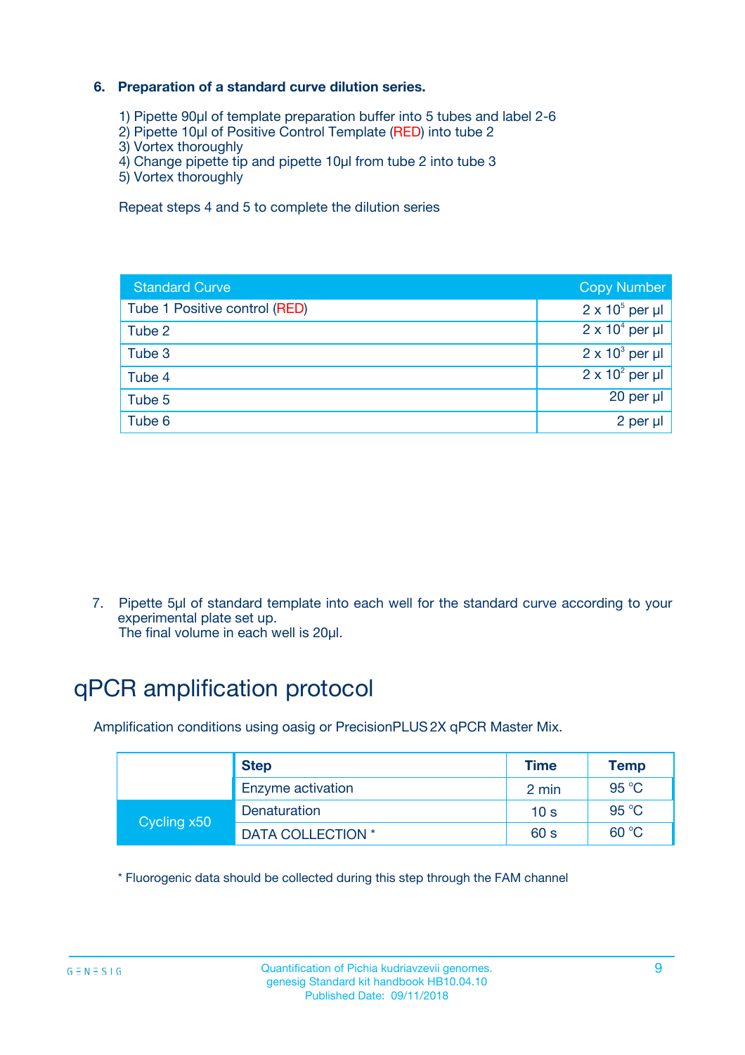### 6. Preparation of a standard curve dilution series.

1) Pipette 90µl of template preparation buffer into 5 tubes and label 2-6
2) Pipette 10µl of Positive Control Template (RED) into tube 2
3) Vortex thoroughly
4) Change pipette tip and pipette 10µl from tube 2 into tube 3
5) Vortex thoroughly

Repeat steps 4 and 5 to complete the dilution series

| Standard Curve | Copy Number |
|---|---|
| Tube 1 Positive control (RED) | $2 \times 10^5$ per µl |
| Tube 2 | $2 \times 10^4$ per µl |
| Tube 3 | $2 \times 10^3$ per µl |
| Tube 4 | $2 \times 10^2$ per µl |
| Tube 5 | 20 per µl |
| Tube 6 | 2 per µl |

7. Pipette 5µl of standard template into each well for the standard curve according to your experimental plate set up.
The final volume in each well is 20µl.

# qPCR amplification protocol

Amplification conditions using oasig or PrecisionPLUS 2X qPCR Master Mix.

| | Step | Time | Temp |
|---|---|---|---|
| | Enzyme activation | 2 min | 95 °C |
| Cycling x50 | Denaturation | 10 s | 95 °C |
| | DATA COLLECTION * | 60 s | 60 °C |

* Fluorogenic data should be collected during this step through the FAM channel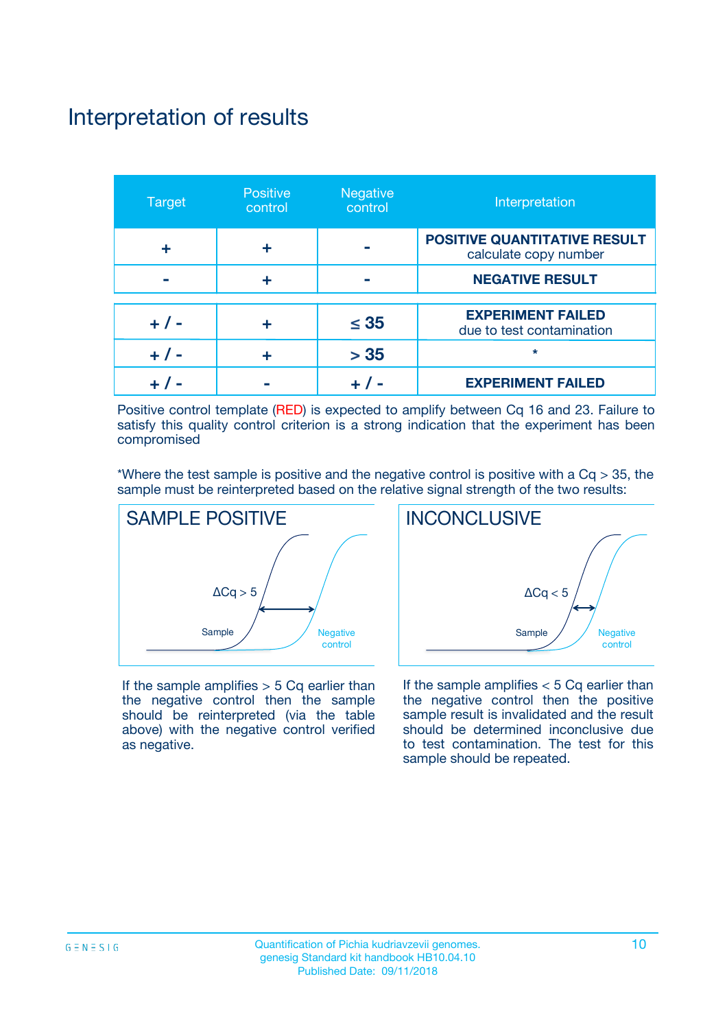# Interpretation of results

| Target | Positive control | Negative control | Interpretation |
|---|---|---|---|
| + | + | - | **POSITIVE QUANTITATIVE RESULT** calculate copy number |
| - | + | - | **NEGATIVE RESULT** |
| + / - | + | ≤ 35 | **EXPERIMENT FAILED** due to test contamination |
| + / - | + | > 35 | * |
| + / - | - | + / - | **EXPERIMENT FAILED** |

Positive control template (RED) is expected to amplify between Cq 16 and 23. Failure to satisfy this quality control criterion is a strong indication that the experiment has been compromised

*Where the test sample is positive and the negative control is positive with a Cq > 35, the sample must be reinterpreted based on the relative signal strength of the two results:

## SAMPLE POSITIVE

ΔCq > 5

Sample

Negative control

If the sample amplifies > 5 Cq earlier than the negative control then the sample should be reinterpreted (via the table above) with the negative control verified as negative.

## INCONCLUSIVE

ΔCq < 5

Sample

Negative control

If the sample amplifies < 5 Cq earlier than the negative control then the positive sample result is invalidated and the result should be determined inconclusive due to test contamination. The test for this sample should be repeated.